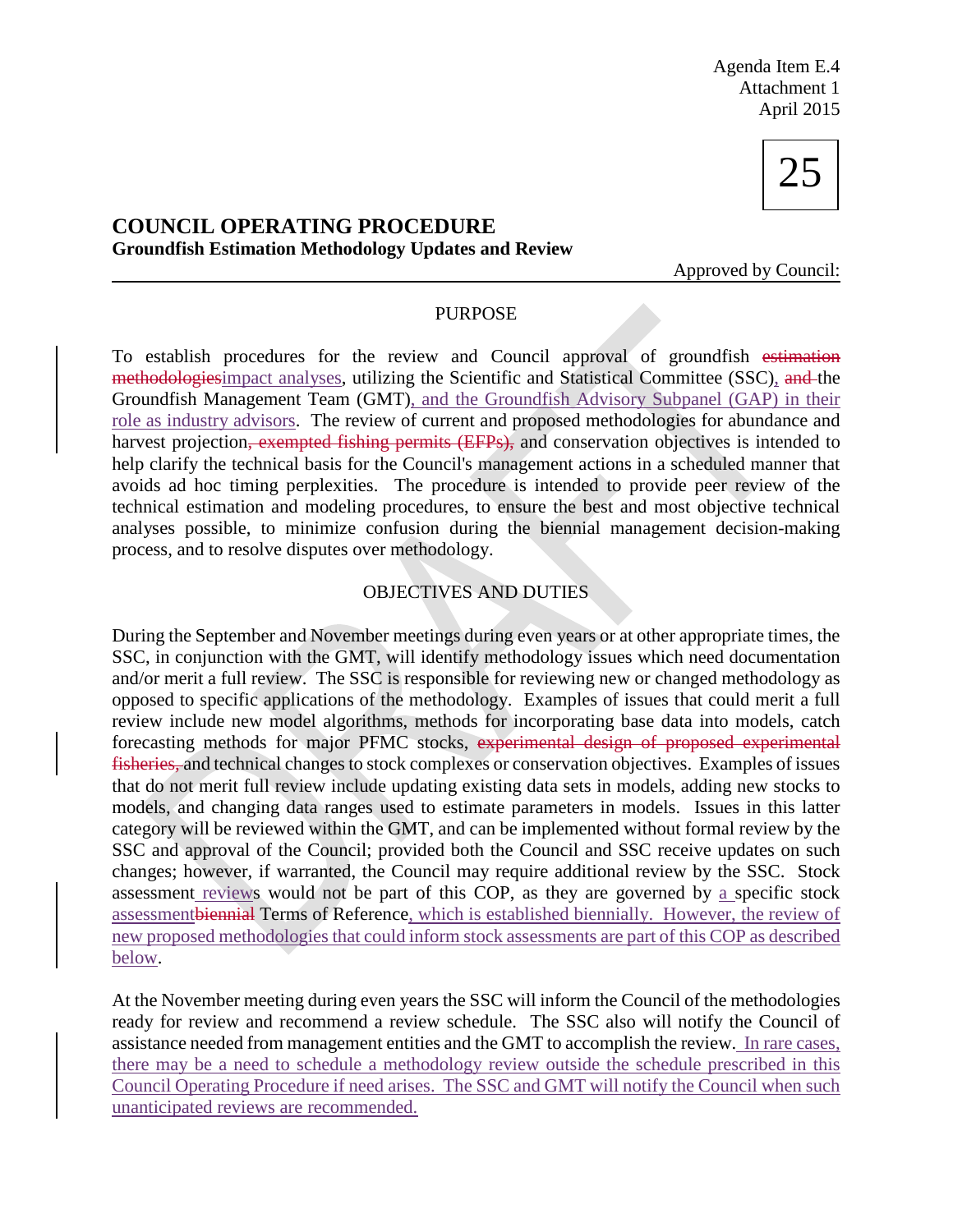Agenda Item E.4
Attachment 1
April 2015

25

# COUNCIL OPERATING PROCEDURE

**Groundfish Estimation Methodology Updates and Review**

Approved by Council:

## PURPOSE

To establish procedures for the review and Council approval of groundfish ~~estimation methodologies~~impact analyses, utilizing the Scientific and Statistical Committee (SSC), ~~and~~ the Groundfish Management Team (GMT), and the Groundfish Advisory Subpanel (GAP) in their role as industry advisors. The review of current and proposed methodologies for abundance and harvest projection~~, exempted fishing permits (EFPs),~~ and conservation objectives is intended to help clarify the technical basis for the Council's management actions in a scheduled manner that avoids ad hoc timing perplexities. The procedure is intended to provide peer review of the technical estimation and modeling procedures, to ensure the best and most objective technical analyses possible, to minimize confusion during the biennial management decision-making process, and to resolve disputes over methodology.

## OBJECTIVES AND DUTIES

During the September and November meetings during even years or at other appropriate times, the SSC, in conjunction with the GMT, will identify methodology issues which need documentation and/or merit a full review. The SSC is responsible for reviewing new or changed methodology as opposed to specific applications of the methodology. Examples of issues that could merit a full review include new model algorithms, methods for incorporating base data into models, catch forecasting methods for major PFMC stocks, ~~experimental design of proposed experimental fisheries,~~ and technical changes to stock complexes or conservation objectives. Examples of issues that do not merit full review include updating existing data sets in models, adding new stocks to models, and changing data ranges used to estimate parameters in models. Issues in this latter category will be reviewed within the GMT, and can be implemented without formal review by the SSC and approval of the Council; provided both the Council and SSC receive updates on such changes; however, if warranted, the Council may require additional review by the SSC. Stock assessment reviews would not be part of this COP, as they are governed by a specific stock assessment~~biennial~~ Terms of Reference, which is established biennially. However, the review of new proposed methodologies that could inform stock assessments are part of this COP as described below.

At the November meeting during even years the SSC will inform the Council of the methodologies ready for review and recommend a review schedule. The SSC also will notify the Council of assistance needed from management entities and the GMT to accomplish the review. In rare cases, there may be a need to schedule a methodology review outside the schedule prescribed in this Council Operating Procedure if need arises. The SSC and GMT will notify the Council when such unanticipated reviews are recommended.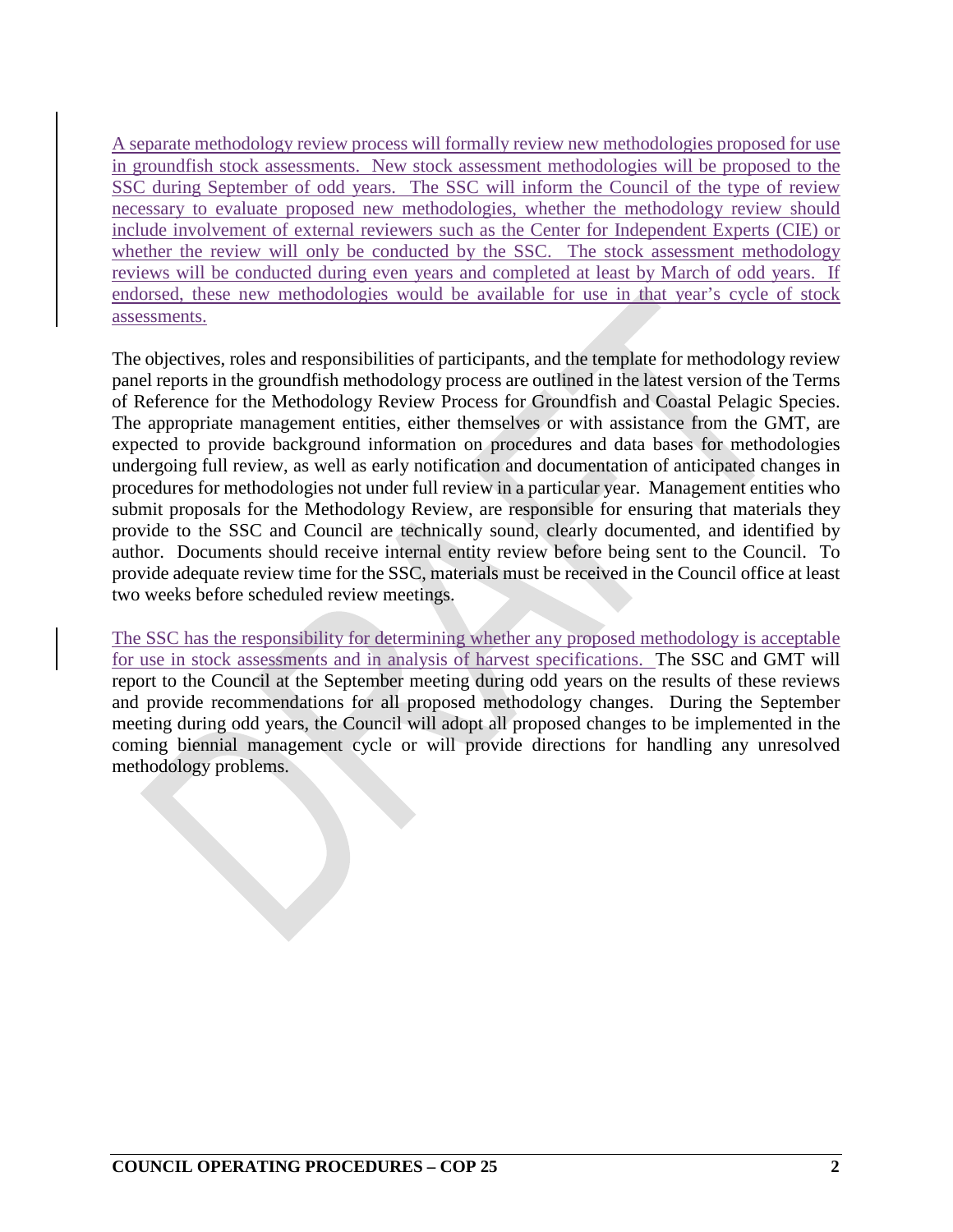A separate methodology review process will formally review new methodologies proposed for use in groundfish stock assessments. New stock assessment methodologies will be proposed to the SSC during September of odd years. The SSC will inform the Council of the type of review necessary to evaluate proposed new methodologies, whether the methodology review should include involvement of external reviewers such as the Center for Independent Experts (CIE) or whether the review will only be conducted by the SSC. The stock assessment methodology reviews will be conducted during even years and completed at least by March of odd years. If endorsed, these new methodologies would be available for use in that year's cycle of stock assessments.

The objectives, roles and responsibilities of participants, and the template for methodology review panel reports in the groundfish methodology process are outlined in the latest version of the Terms of Reference for the Methodology Review Process for Groundfish and Coastal Pelagic Species. The appropriate management entities, either themselves or with assistance from the GMT, are expected to provide background information on procedures and data bases for methodologies undergoing full review, as well as early notification and documentation of anticipated changes in procedures for methodologies not under full review in a particular year. Management entities who submit proposals for the Methodology Review, are responsible for ensuring that materials they provide to the SSC and Council are technically sound, clearly documented, and identified by author. Documents should receive internal entity review before being sent to the Council. To provide adequate review time for the SSC, materials must be received in the Council office at least two weeks before scheduled review meetings.

The SSC has the responsibility for determining whether any proposed methodology is acceptable for use in stock assessments and in analysis of harvest specifications. The SSC and GMT will report to the Council at the September meeting during odd years on the results of these reviews and provide recommendations for all proposed methodology changes. During the September meeting during odd years, the Council will adopt all proposed changes to be implemented in the coming biennial management cycle or will provide directions for handling any unresolved methodology problems.